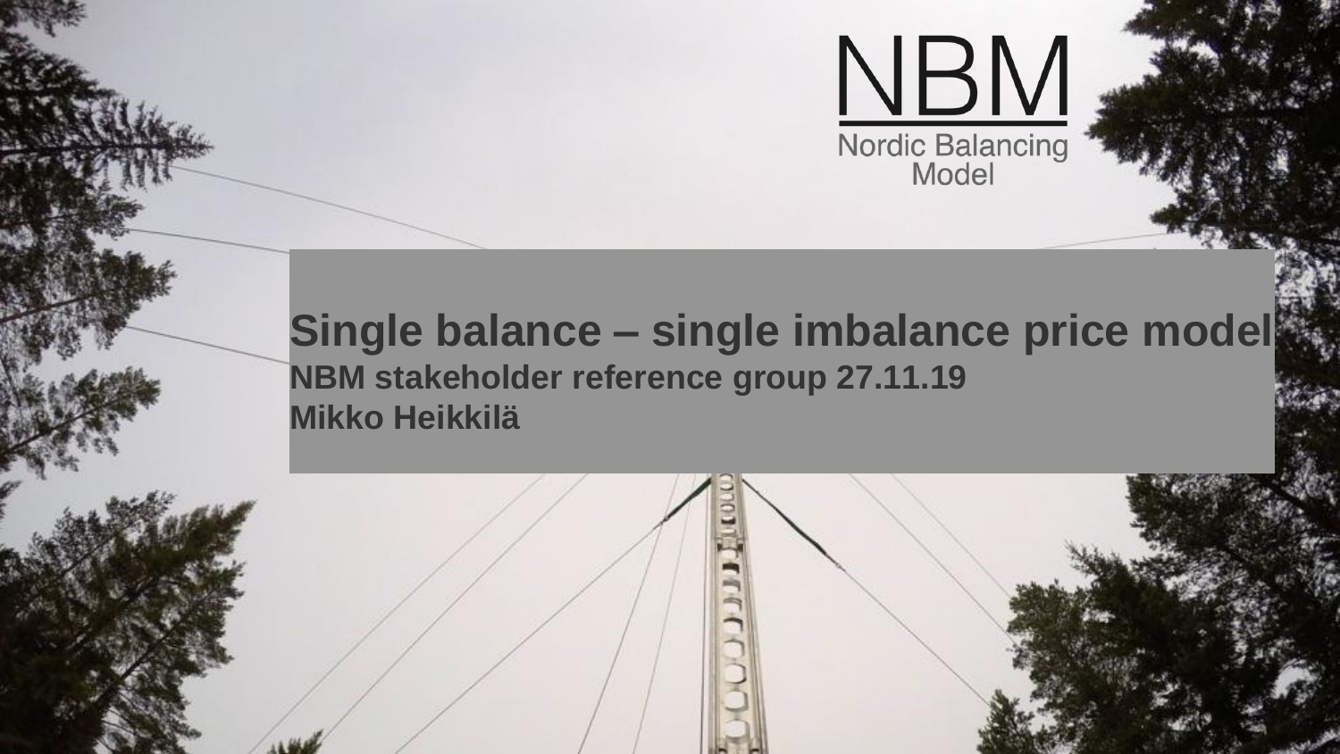NBM

Nordic Balancing Model

# Single balance – single imbalance price model

**NBM stakeholder reference group 27.11.19**

**Mikko Heikkilä**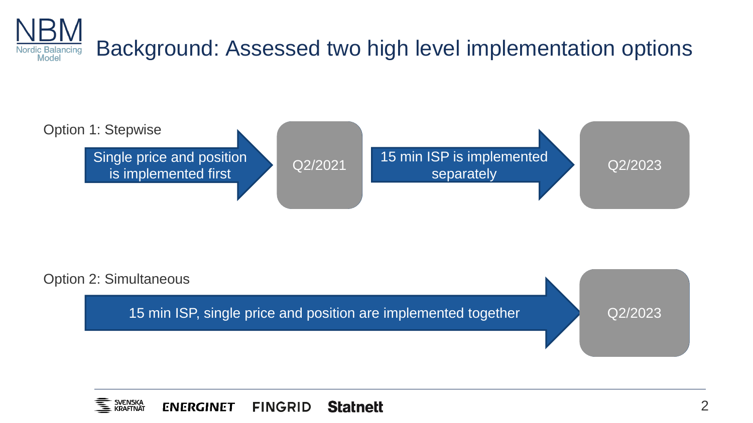# Background: Assessed two high level implementation options

Option 1: Stepwise

Single price and position is implemented first → Q2/2021 → 15 min ISP is implemented separately → Q2/2023

Option 2: Simultaneous

15 min ISP, single price and position are implemented together → Q2/2023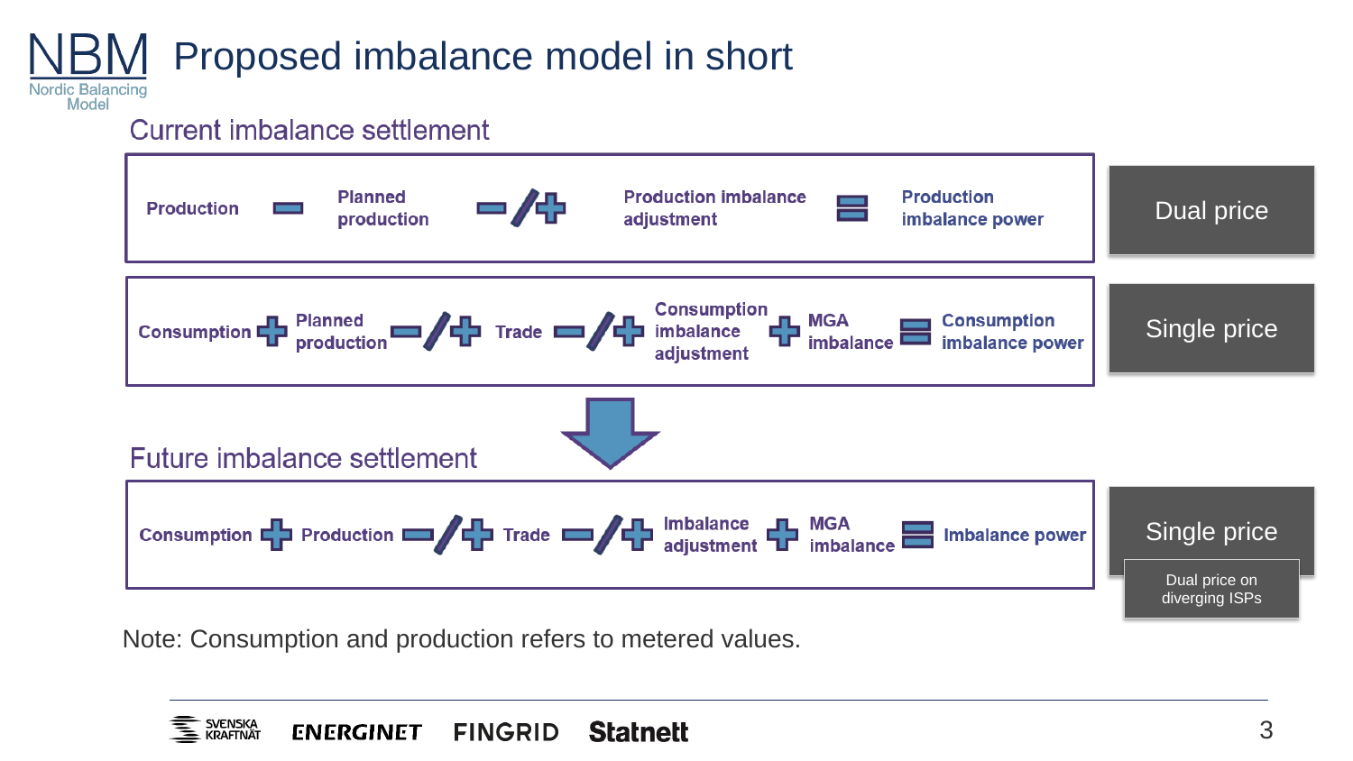# Proposed imbalance model in short

## Current imbalance settlement

Production − Planned production −/+ Production imbalance adjustment = Production imbalance power — **Dual price**

Consumption + Planned production −/+ Trade −/+ Consumption imbalance adjustment + MGA imbalance = Consumption imbalance power — **Single price**

## Future imbalance settlement

Consumption + Production −/+ Trade −/+ Imbalance adjustment + MGA imbalance = Imbalance power — **Single price** (Dual price on diverging ISPs)

Note: Consumption and production refers to metered values.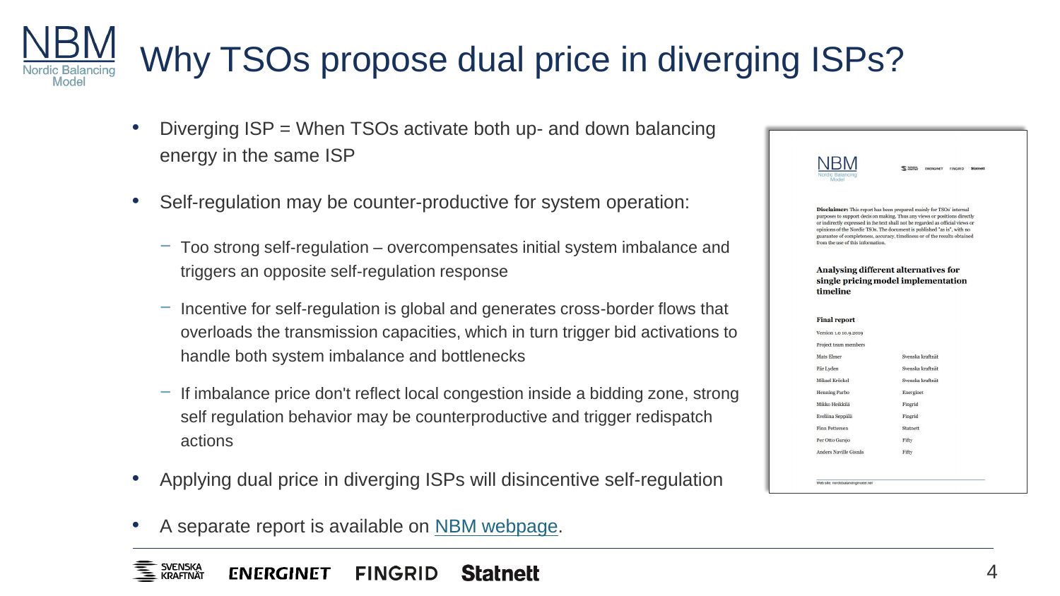# Why TSOs propose dual price in diverging ISPs?

- Diverging ISP = When TSOs activate both up- and down balancing energy in the same ISP
- Self-regulation may be counter-productive for system operation:
  - Too strong self-regulation – overcompensates initial system imbalance and triggers an opposite self-regulation response
  - Incentive for self-regulation is global and generates cross-border flows that overloads the transmission capacities, which in turn trigger bid activations to handle both system imbalance and bottlenecks
  - If imbalance price don't reflect local congestion inside a bidding zone, strong self regulation behavior may be counterproductive and trigger redispatch actions
- Applying dual price in diverging ISPs will disincentive self-regulation
- A separate report is available on NBM webpage.

NBM
Nordic Balancing Model

**Disclaimer:** This report has been prepared mainly for TSOs' internal purposes to support decision making. Thus any views or positions directly or indirectly expressed in the text shall not be regarded as official views or opinions of the Nordic TSOs. The document is published "as is", with no guarantee of completeness, accuracy, timeliness or of the results obtained from the use of this information.

**Analysing different alternatives for single pricing model implementation timeline**

**Final report**

Version 1.0 10.9.2019

Project team members

| | |
|---|---|
| Mats Elmer | Svenska kraftnät |
| Pär Lydén | Svenska kraftnät |
| Mikael Kröckel | Svenska kraftnät |
| Henning Parbo | Energinet |
| Mikko Heikkilä | Fingrid |
| Eveliina Seppälä | Fingrid |
| Finn Pettersen | Statnett |
| Per Otto Garsjo | Fifty |
| Anders Naville Gisnås | Fifty |

Web site: nordicbalancingmodel.net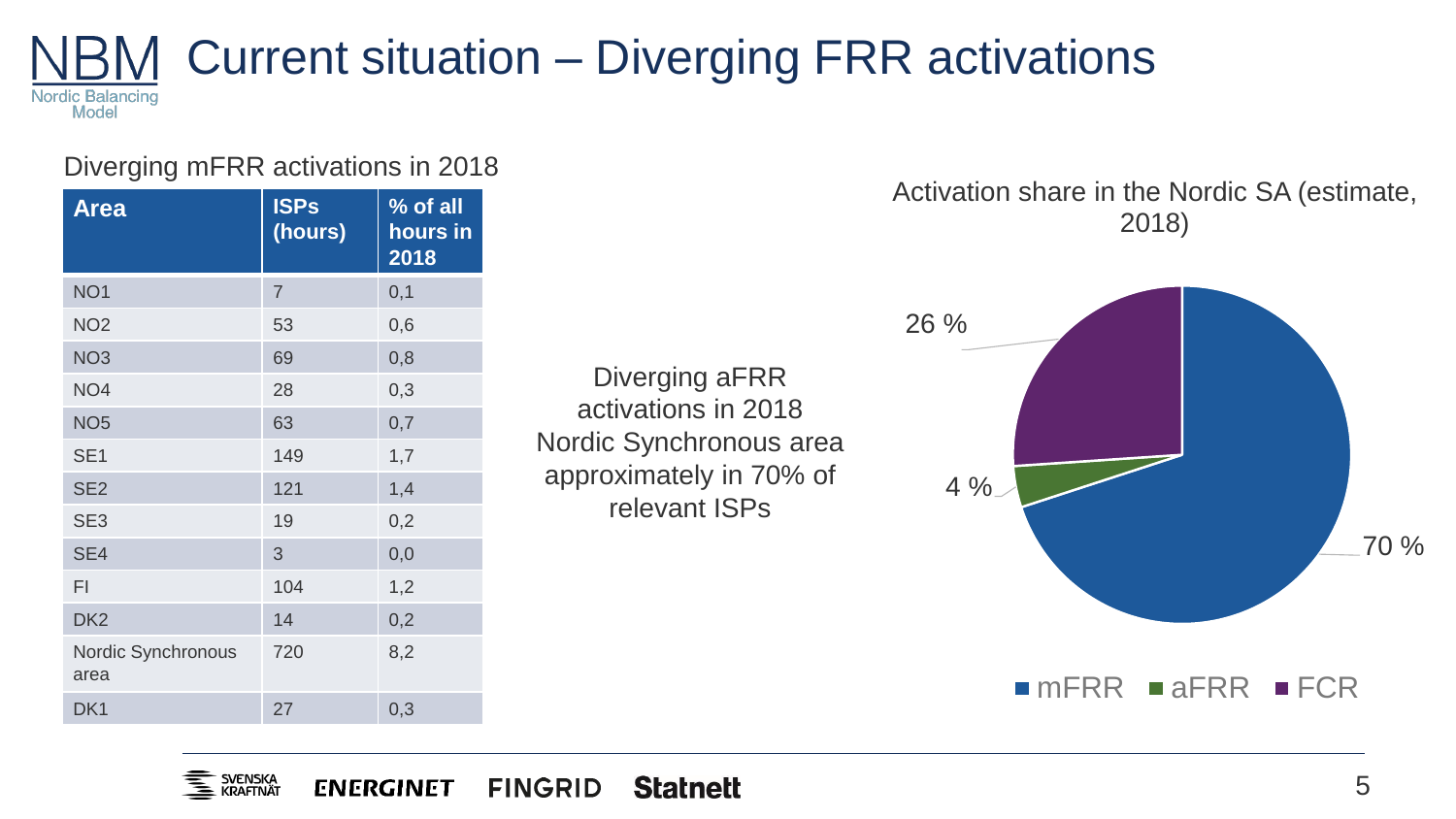# Current situation – Diverging FRR activations

Diverging mFRR activations in 2018

| Area | ISPs (hours) | % of all hours in 2018 |
|---|---|---|
| NO1 | 7 | 0,1 |
| NO2 | 53 | 0,6 |
| NO3 | 69 | 0,8 |
| NO4 | 28 | 0,3 |
| NO5 | 63 | 0,7 |
| SE1 | 149 | 1,7 |
| SE2 | 121 | 1,4 |
| SE3 | 19 | 0,2 |
| SE4 | 3 | 0,0 |
| FI | 104 | 1,2 |
| DK2 | 14 | 0,2 |
| Nordic Synchronous area | 720 | 8,2 |
| DK1 | 27 | 0,3 |

Diverging aFRR activations in 2018 Nordic Synchronous area approximately in 70% of relevant ISPs

Activation share in the Nordic SA (estimate, 2018)

| Type | Share |
|---|---|
| mFRR | 70 % |
| aFRR | 4 % |
| FCR | 26 % |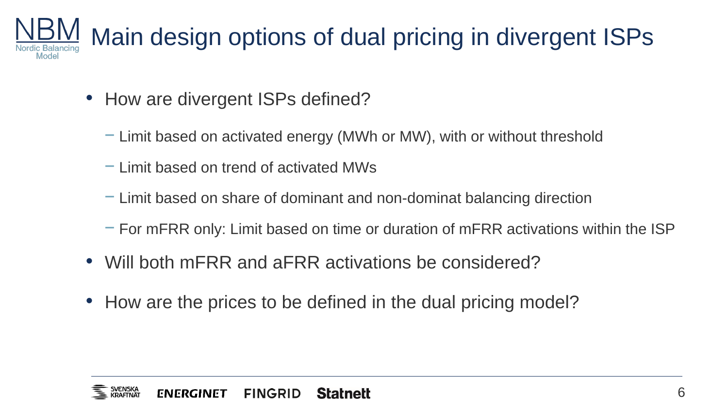# Main design options of dual pricing in divergent ISPs

- How are divergent ISPs defined?
  - Limit based on activated energy (MWh or MW), with or without threshold
  - Limit based on trend of activated MWs
  - Limit based on share of dominant and non-dominat balancing direction
  - For mFRR only: Limit based on time or duration of mFRR activations within the ISP
- Will both mFRR and aFRR activations be considered?
- How are the prices to be defined in the dual pricing model?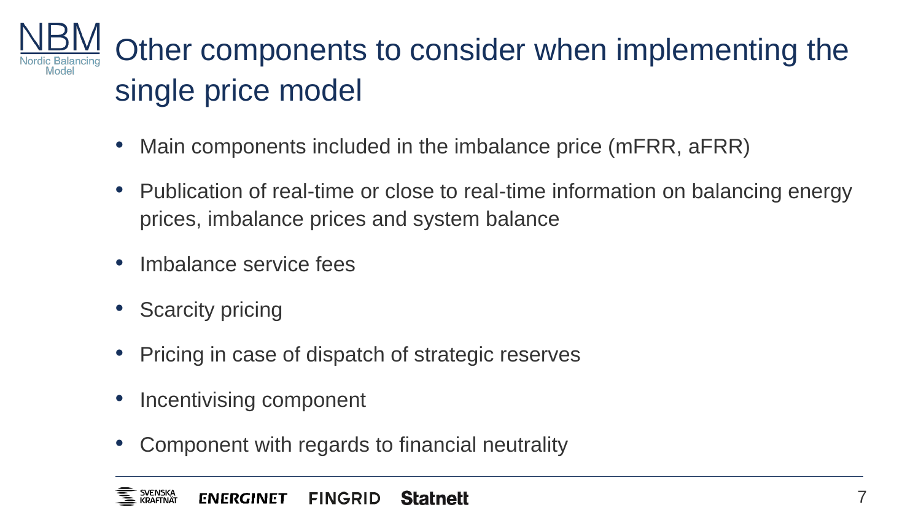# Other components to consider when implementing the single price model

- Main components included in the imbalance price (mFRR, aFRR)
- Publication of real-time or close to real-time information on balancing energy prices, imbalance prices and system balance
- Imbalance service fees
- Scarcity pricing
- Pricing in case of dispatch of strategic reserves
- Incentivising component
- Component with regards to financial neutrality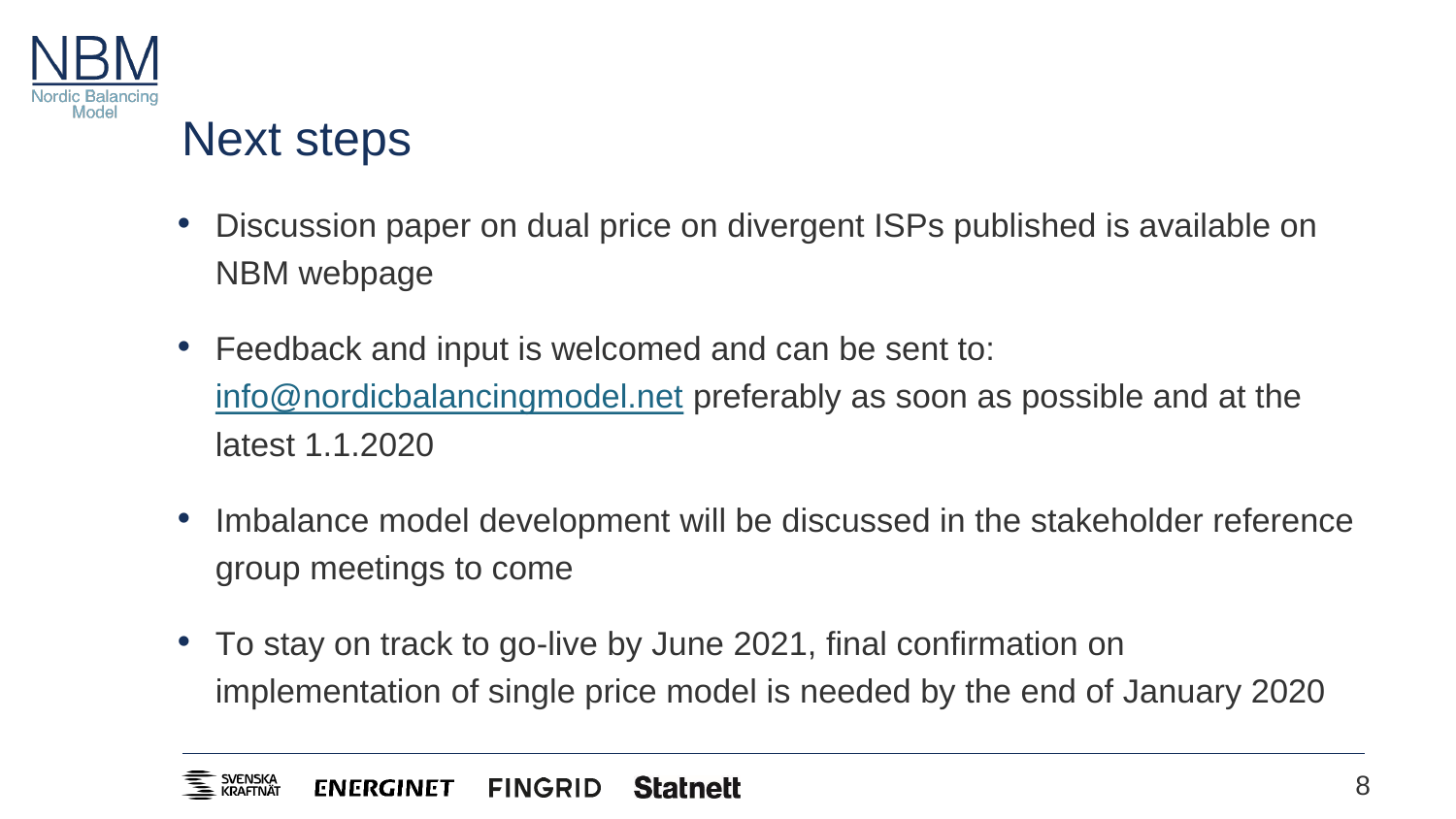# Next steps

- Discussion paper on dual price on divergent ISPs published is available on NBM webpage
- Feedback and input is welcomed and can be sent to: info@nordicbalancingmodel.net preferably as soon as possible and at the latest 1.1.2020
- Imbalance model development will be discussed in the stakeholder reference group meetings to come
- To stay on track to go-live by June 2021, final confirmation on implementation of single price model is needed by the end of January 2020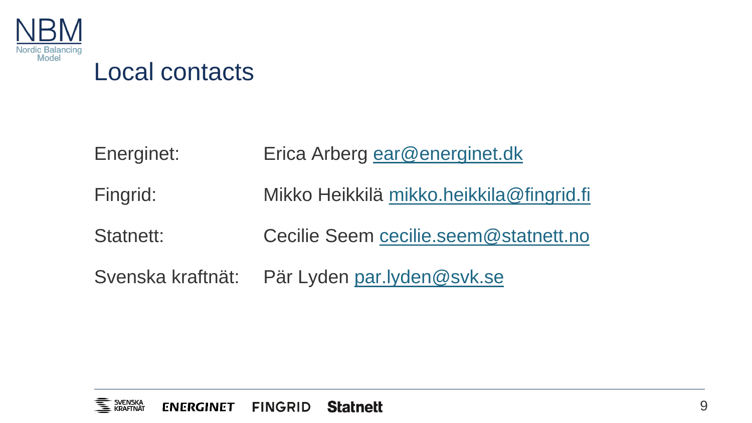# Local contacts

| | |
|---|---|
| Energinet: | Erica Arberg ear@energinet.dk |
| Fingrid: | Mikko Heikkilä mikko.heikkila@fingrid.fi |
| Statnett: | Cecilie Seem cecilie.seem@statnett.no |
| Svenska kraftnät: | Pär Lyden par.lyden@svk.se |